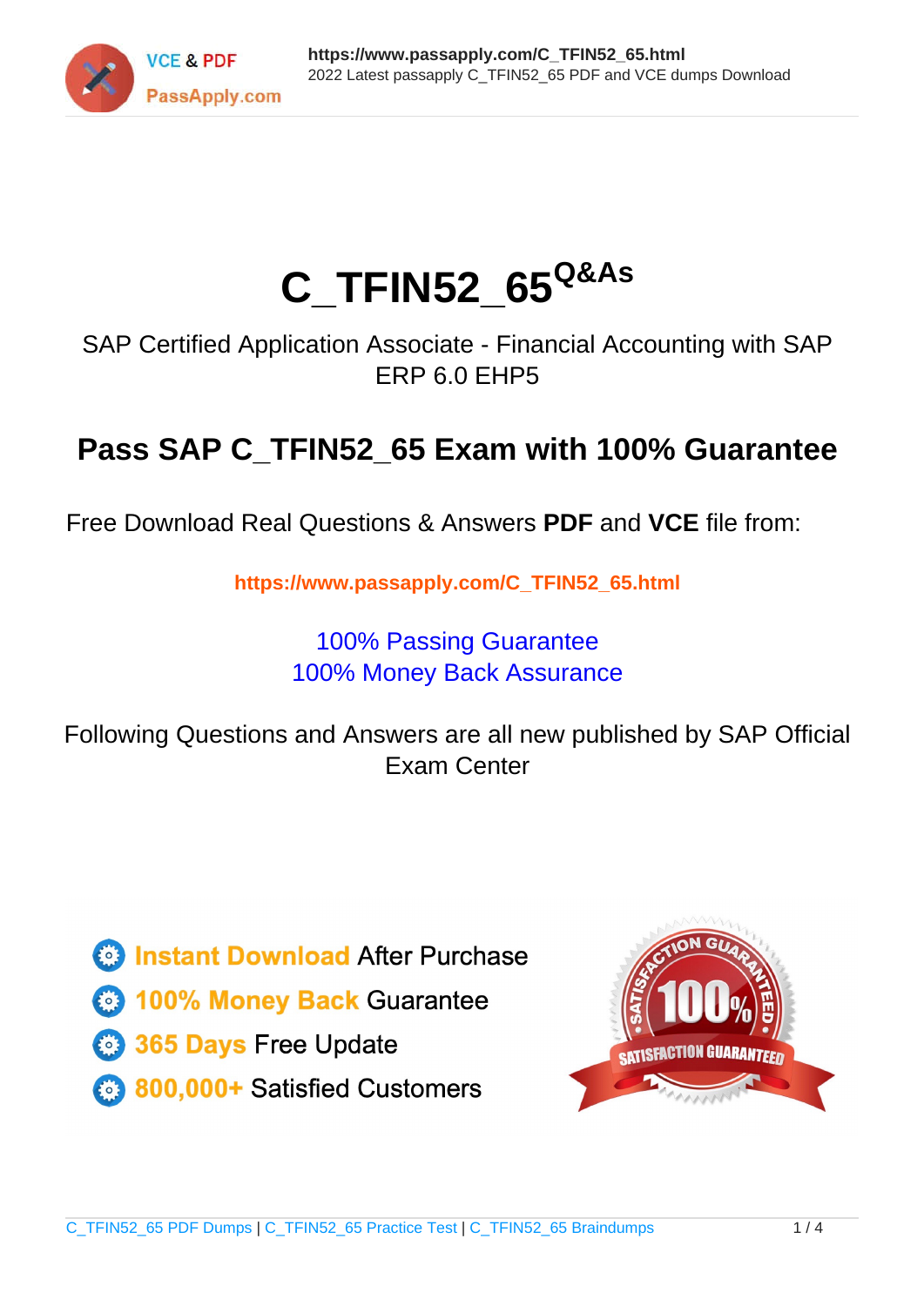# C_TFIN52_65 Q&As

SAP Certified Application Associate - Financial Accounting with SAP ERP 6.0 EHP5

## Pass SAP C_TFIN52_65 Exam with 100% Guarantee

Free Download Real Questions & Answers **PDF** and **VCE** file from:

https://www.passapply.com/C_TFIN52_65.html

100% Passing Guarantee
100% Money Back Assurance

Following Questions and Answers are all new published by SAP Official Exam Center

- Instant Download After Purchase
- 100% Money Back Guarantee
- 365 Days Free Update
- 800,000+ Satisfied Customers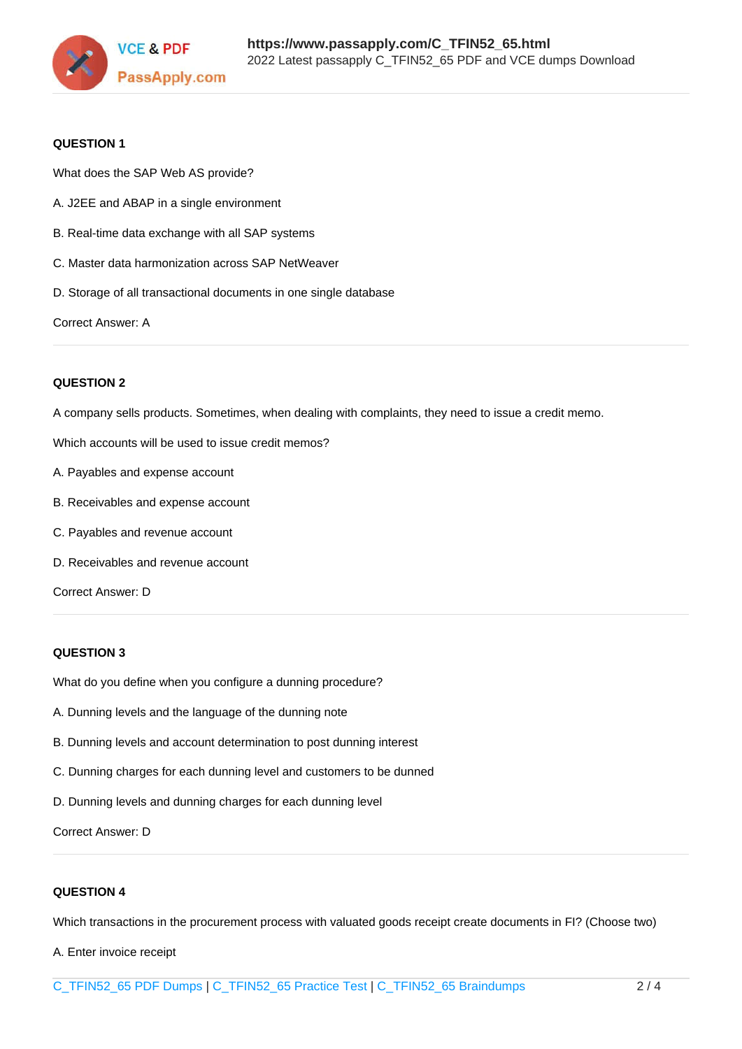**QUESTION 1**

What does the SAP Web AS provide?

A. J2EE and ABAP in a single environment

B. Real-time data exchange with all SAP systems

C. Master data harmonization across SAP NetWeaver

D. Storage of all transactional documents in one single database

Correct Answer: A

**QUESTION 2**

A company sells products. Sometimes, when dealing with complaints, they need to issue a credit memo.

Which accounts will be used to issue credit memos?

A. Payables and expense account

B. Receivables and expense account

C. Payables and revenue account

D. Receivables and revenue account

Correct Answer: D

**QUESTION 3**

What do you define when you configure a dunning procedure?

A. Dunning levels and the language of the dunning note

B. Dunning levels and account determination to post dunning interest

C. Dunning charges for each dunning level and customers to be dunned

D. Dunning levels and dunning charges for each dunning level

Correct Answer: D

**QUESTION 4**

Which transactions in the procurement process with valuated goods receipt create documents in FI? (Choose two)

A. Enter invoice receipt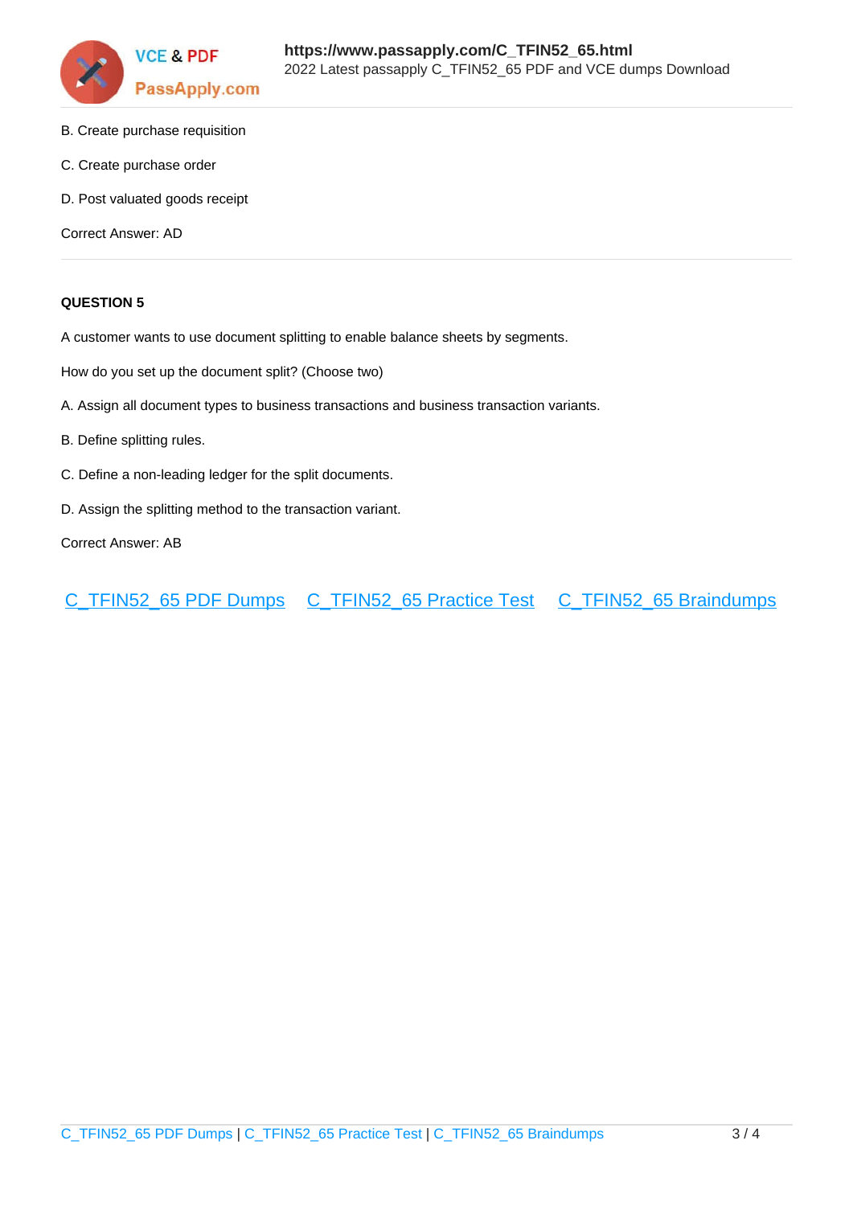B. Create purchase requisition

C. Create purchase order

D. Post valuated goods receipt

Correct Answer: AD

**QUESTION 5**

A customer wants to use document splitting to enable balance sheets by segments.

How do you set up the document split? (Choose two)

A. Assign all document types to business transactions and business transaction variants.

B. Define splitting rules.

C. Define a non-leading ledger for the split documents.

D. Assign the splitting method to the transaction variant.

Correct Answer: AB

C_TFIN52_65 PDF Dumps C_TFIN52_65 Practice Test C_TFIN52_65 Braindumps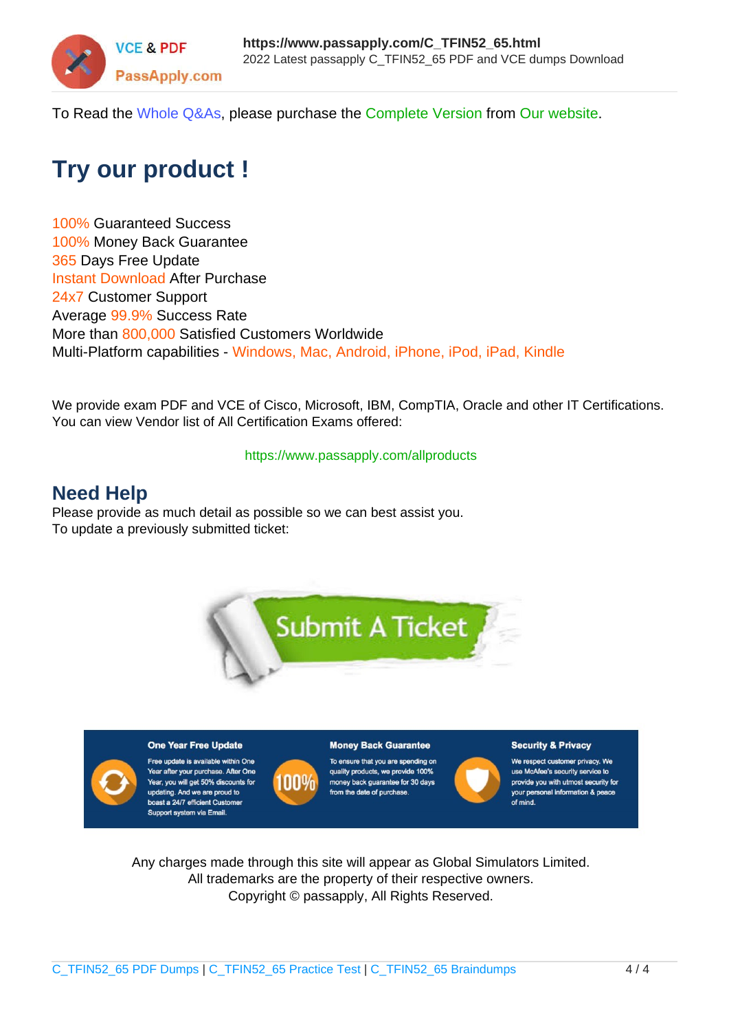To Read the Whole Q&As, please purchase the Complete Version from Our website.

# Try our product !

100% Guaranteed Success
100% Money Back Guarantee
365 Days Free Update
Instant Download After Purchase
24x7 Customer Support
Average 99.9% Success Rate
More than 800,000 Satisfied Customers Worldwide
Multi-Platform capabilities - Windows, Mac, Android, iPhone, iPod, iPad, Kindle

We provide exam PDF and VCE of Cisco, Microsoft, IBM, CompTIA, Oracle and other IT Certifications.
You can view Vendor list of All Certification Exams offered:

https://www.passapply.com/allproducts

## Need Help

Please provide as much detail as possible so we can best assist you.
To update a previously submitted ticket:

Submit A Ticket

**One Year Free Update**
Free update is available within One Year after your purchase. After One Year, you will get 50% discounts for updating. And we are proud to boast a 24/7 efficient Customer Support system via Email.

**Money Back Guarantee**
To ensure that you are spending on quality products, we provide 100% money back guarantee for 30 days from the date of purchase.

**Security & Privacy**
We respect customer privacy. We use McAfee's security service to provide you with utmost security for your personal information & peace of mind.

Any charges made through this site will appear as Global Simulators Limited.
All trademarks are the property of their respective owners.
Copyright © passapply, All Rights Reserved.